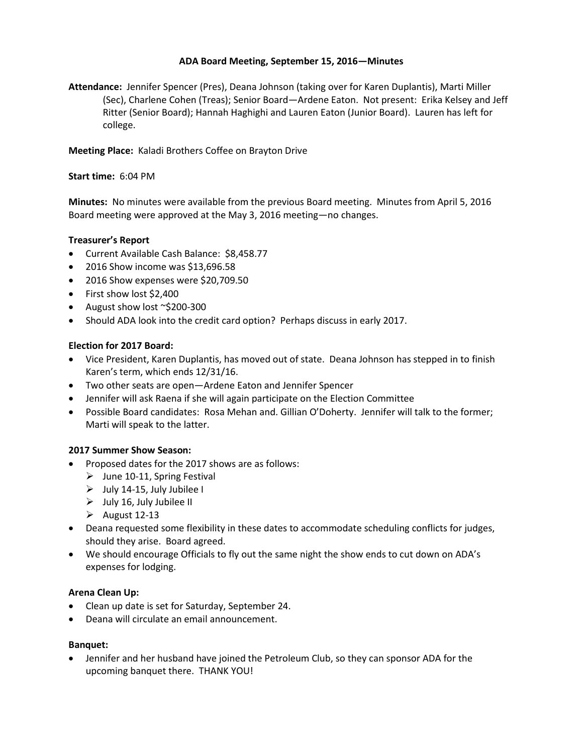**ADA Board Meeting, September 15, 2016—Minutes**

**Attendance:** Jennifer Spencer (Pres), Deana Johnson (taking over for Karen Duplantis), Marti Miller (Sec), Charlene Cohen (Treas); Senior Board—Ardene Eaton. Not present: Erika Kelsey and Jeff Ritter (Senior Board); Hannah Haghighi and Lauren Eaton (Junior Board). Lauren has left for college.

**Meeting Place:** Kaladi Brothers Coffee on Brayton Drive

**Start time:** 6:04 PM

**Minutes:** No minutes were available from the previous Board meeting. Minutes from April 5, 2016 Board meeting were approved at the May 3, 2016 meeting—no changes.

**Treasurer's Report**

- Current Available Cash Balance: $8,458.77
- 2016 Show income was $13,696.58
- 2016 Show expenses were $20,709.50
- First show lost $2,400
- August show lost ~$200-300
- Should ADA look into the credit card option? Perhaps discuss in early 2017.

**Election for 2017 Board:**

- Vice President, Karen Duplantis, has moved out of state. Deana Johnson has stepped in to finish Karen's term, which ends 12/31/16.
- Two other seats are open—Ardene Eaton and Jennifer Spencer
- Jennifer will ask Raena if she will again participate on the Election Committee
- Possible Board candidates: Rosa Mehan and. Gillian O'Doherty. Jennifer will talk to the former; Marti will speak to the latter.

**2017 Summer Show Season:**

- Proposed dates for the 2017 shows are as follows:
  - June 10-11, Spring Festival
  - July 14-15, July Jubilee I
  - July 16, July Jubilee II
  - August 12-13
- Deana requested some flexibility in these dates to accommodate scheduling conflicts for judges, should they arise. Board agreed.
- We should encourage Officials to fly out the same night the show ends to cut down on ADA's expenses for lodging.

**Arena Clean Up:**

- Clean up date is set for Saturday, September 24.
- Deana will circulate an email announcement.

**Banquet:**

- Jennifer and her husband have joined the Petroleum Club, so they can sponsor ADA for the upcoming banquet there. THANK YOU!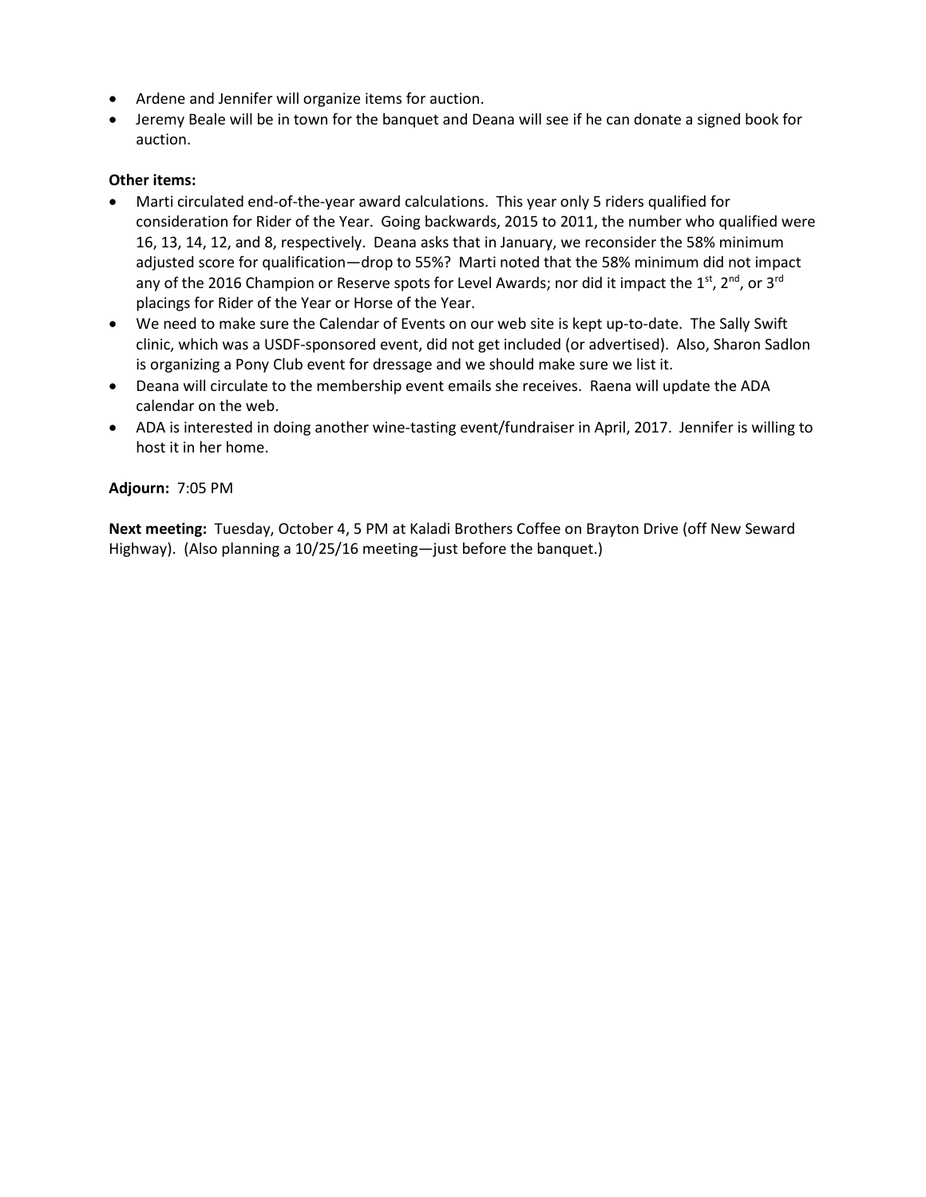- Ardene and Jennifer will organize items for auction.
- Jeremy Beale will be in town for the banquet and Deana will see if he can donate a signed book for auction.

**Other items:**

- Marti circulated end-of-the-year award calculations. This year only 5 riders qualified for consideration for Rider of the Year. Going backwards, 2015 to 2011, the number who qualified were 16, 13, 14, 12, and 8, respectively. Deana asks that in January, we reconsider the 58% minimum adjusted score for qualification—drop to 55%? Marti noted that the 58% minimum did not impact any of the 2016 Champion or Reserve spots for Level Awards; nor did it impact the 1st, 2nd, or 3rd placings for Rider of the Year or Horse of the Year.
- We need to make sure the Calendar of Events on our web site is kept up-to-date. The Sally Swift clinic, which was a USDF-sponsored event, did not get included (or advertised). Also, Sharon Sadlon is organizing a Pony Club event for dressage and we should make sure we list it.
- Deana will circulate to the membership event emails she receives. Raena will update the ADA calendar on the web.
- ADA is interested in doing another wine-tasting event/fundraiser in April, 2017. Jennifer is willing to host it in her home.

**Adjourn:** 7:05 PM

**Next meeting:** Tuesday, October 4, 5 PM at Kaladi Brothers Coffee on Brayton Drive (off New Seward Highway). (Also planning a 10/25/16 meeting—just before the banquet.)